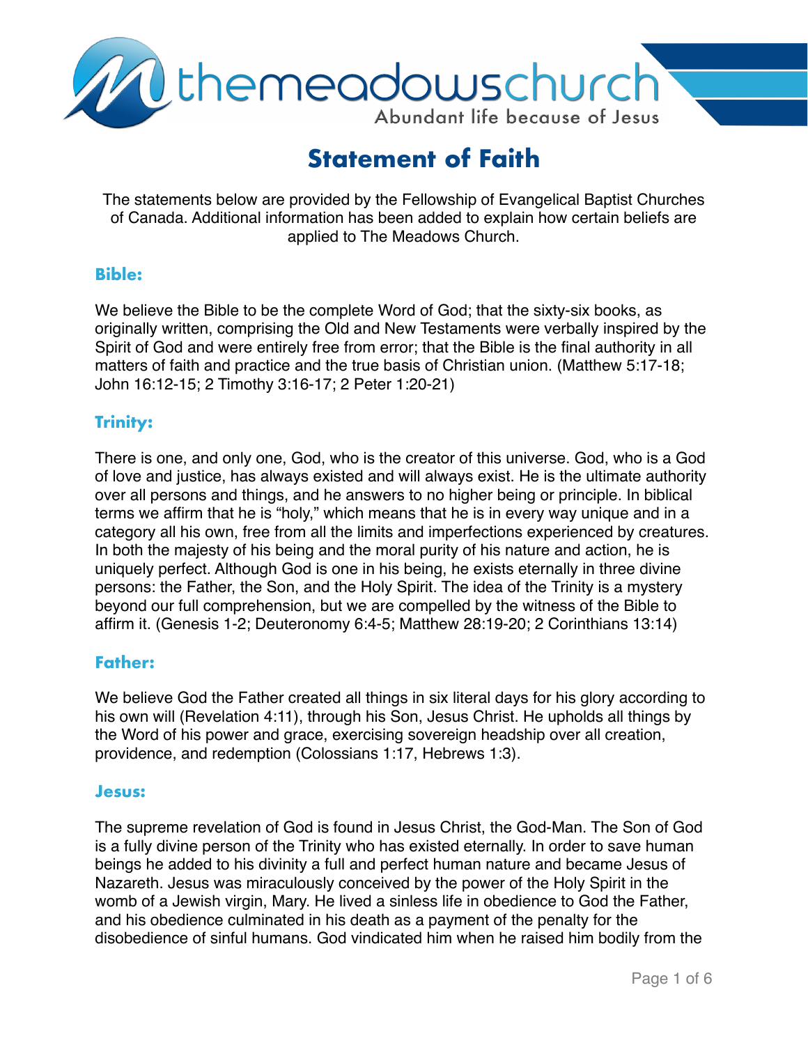themeadowschurch
Abundant life because of Jesus

# Statement of Faith

The statements below are provided by the Fellowship of Evangelical Baptist Churches of Canada. Additional information has been added to explain how certain beliefs are applied to The Meadows Church.

## Bible:

We believe the Bible to be the complete Word of God; that the sixty-six books, as originally written, comprising the Old and New Testaments were verbally inspired by the Spirit of God and were entirely free from error; that the Bible is the final authority in all matters of faith and practice and the true basis of Christian union. (Matthew 5:17-18; John 16:12-15; 2 Timothy 3:16-17; 2 Peter 1:20-21)

## Trinity:

There is one, and only one, God, who is the creator of this universe. God, who is a God of love and justice, has always existed and will always exist. He is the ultimate authority over all persons and things, and he answers to no higher being or principle. In biblical terms we affirm that he is "holy," which means that he is in every way unique and in a category all his own, free from all the limits and imperfections experienced by creatures. In both the majesty of his being and the moral purity of his nature and action, he is uniquely perfect. Although God is one in his being, he exists eternally in three divine persons: the Father, the Son, and the Holy Spirit. The idea of the Trinity is a mystery beyond our full comprehension, but we are compelled by the witness of the Bible to affirm it. (Genesis 1-2; Deuteronomy 6:4-5; Matthew 28:19-20; 2 Corinthians 13:14)

## Father:

We believe God the Father created all things in six literal days for his glory according to his own will (Revelation 4:11), through his Son, Jesus Christ. He upholds all things by the Word of his power and grace, exercising sovereign headship over all creation, providence, and redemption (Colossians 1:17, Hebrews 1:3).

## Jesus:

The supreme revelation of God is found in Jesus Christ, the God-Man. The Son of God is a fully divine person of the Trinity who has existed eternally. In order to save human beings he added to his divinity a full and perfect human nature and became Jesus of Nazareth. Jesus was miraculously conceived by the power of the Holy Spirit in the womb of a Jewish virgin, Mary. He lived a sinless life in obedience to God the Father, and his obedience culminated in his death as a payment of the penalty for the disobedience of sinful humans. God vindicated him when he raised him bodily from the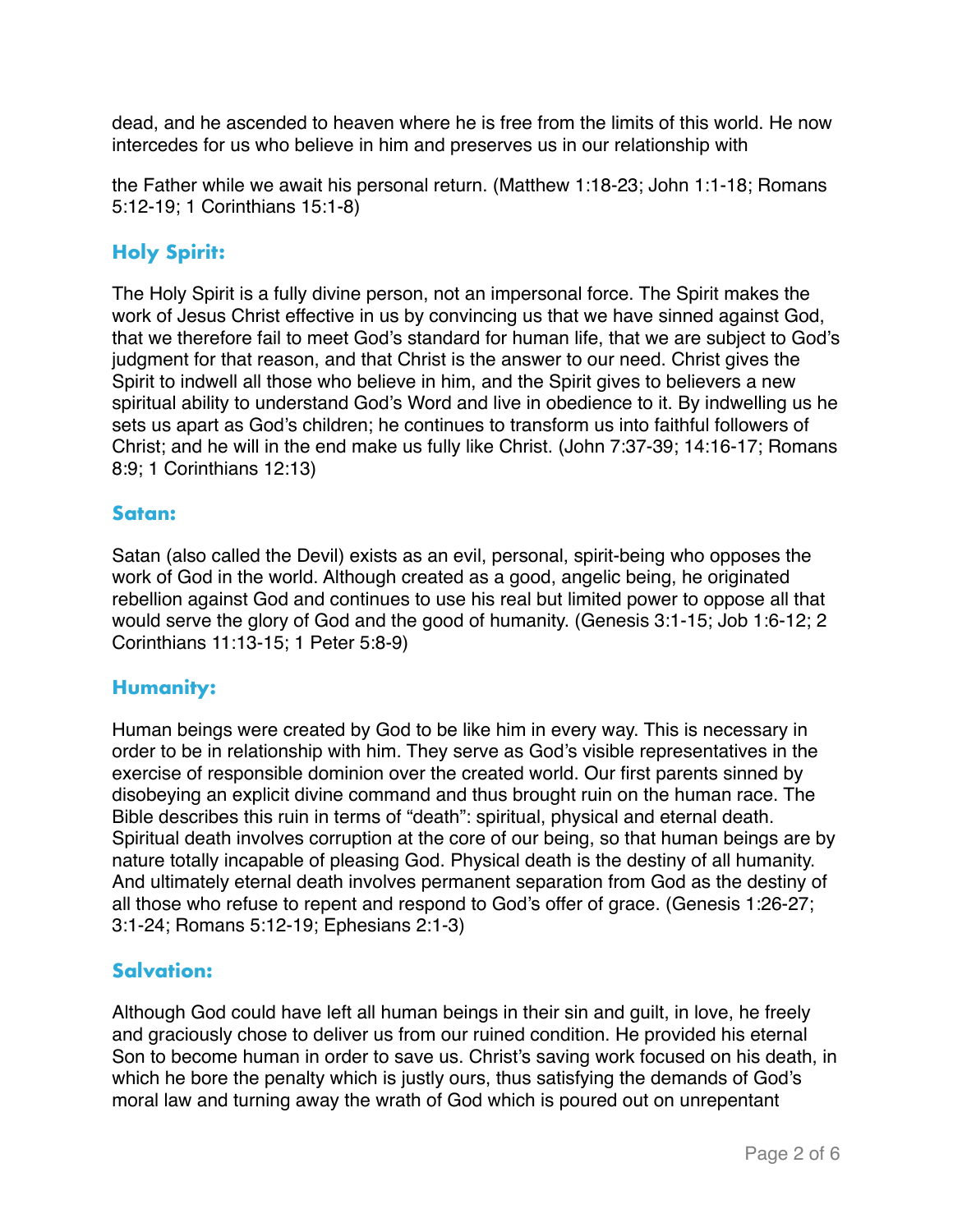dead, and he ascended to heaven where he is free from the limits of this world. He now intercedes for us who believe in him and preserves us in our relationship with

the Father while we await his personal return. (Matthew 1:18-23; John 1:1-18; Romans 5:12-19; 1 Corinthians 15:1-8)

## Holy Spirit:

The Holy Spirit is a fully divine person, not an impersonal force. The Spirit makes the work of Jesus Christ effective in us by convincing us that we have sinned against God, that we therefore fail to meet God's standard for human life, that we are subject to God's judgment for that reason, and that Christ is the answer to our need. Christ gives the Spirit to indwell all those who believe in him, and the Spirit gives to believers a new spiritual ability to understand God's Word and live in obedience to it. By indwelling us he sets us apart as God's children; he continues to transform us into faithful followers of Christ; and he will in the end make us fully like Christ. (John 7:37-39; 14:16-17; Romans 8:9; 1 Corinthians 12:13)

## Satan:

Satan (also called the Devil) exists as an evil, personal, spirit-being who opposes the work of God in the world. Although created as a good, angelic being, he originated rebellion against God and continues to use his real but limited power to oppose all that would serve the glory of God and the good of humanity. (Genesis 3:1-15; Job 1:6-12; 2 Corinthians 11:13-15; 1 Peter 5:8-9)

## Humanity:

Human beings were created by God to be like him in every way. This is necessary in order to be in relationship with him. They serve as God's visible representatives in the exercise of responsible dominion over the created world. Our first parents sinned by disobeying an explicit divine command and thus brought ruin on the human race. The Bible describes this ruin in terms of "death": spiritual, physical and eternal death. Spiritual death involves corruption at the core of our being, so that human beings are by nature totally incapable of pleasing God. Physical death is the destiny of all humanity. And ultimately eternal death involves permanent separation from God as the destiny of all those who refuse to repent and respond to God's offer of grace. (Genesis 1:26-27; 3:1-24; Romans 5:12-19; Ephesians 2:1-3)

## Salvation:

Although God could have left all human beings in their sin and guilt, in love, he freely and graciously chose to deliver us from our ruined condition. He provided his eternal Son to become human in order to save us. Christ's saving work focused on his death, in which he bore the penalty which is justly ours, thus satisfying the demands of God's moral law and turning away the wrath of God which is poured out on unrepentant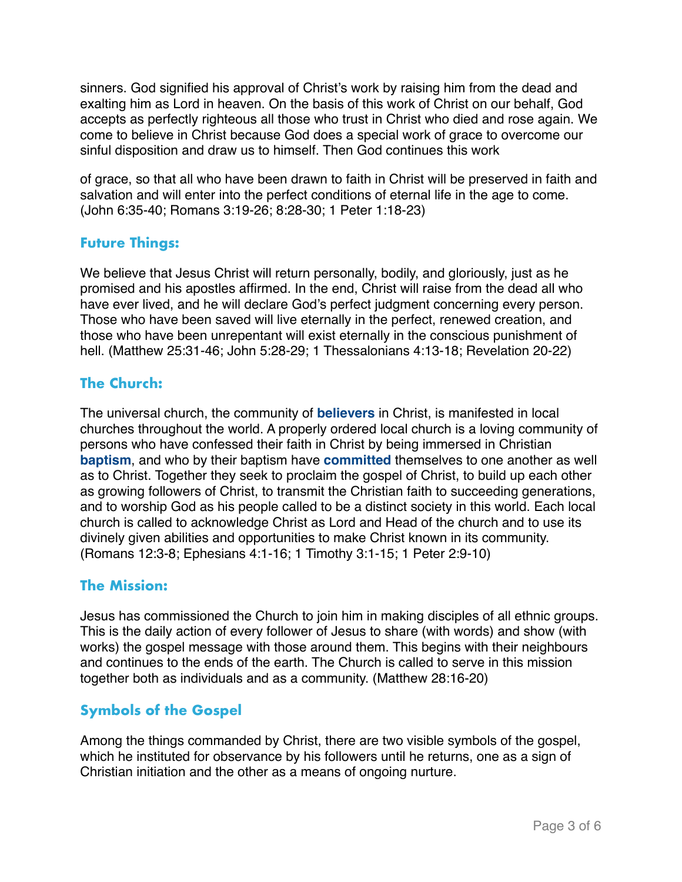sinners. God signified his approval of Christ's work by raising him from the dead and exalting him as Lord in heaven. On the basis of this work of Christ on our behalf, God accepts as perfectly righteous all those who trust in Christ who died and rose again. We come to believe in Christ because God does a special work of grace to overcome our sinful disposition and draw us to himself. Then God continues this work

of grace, so that all who have been drawn to faith in Christ will be preserved in faith and salvation and will enter into the perfect conditions of eternal life in the age to come. (John 6:35-40; Romans 3:19-26; 8:28-30; 1 Peter 1:18-23)

## Future Things:

We believe that Jesus Christ will return personally, bodily, and gloriously, just as he promised and his apostles affirmed. In the end, Christ will raise from the dead all who have ever lived, and he will declare God's perfect judgment concerning every person. Those who have been saved will live eternally in the perfect, renewed creation, and those who have been unrepentant will exist eternally in the conscious punishment of hell. (Matthew 25:31-46; John 5:28-29; 1 Thessalonians 4:13-18; Revelation 20-22)

## The Church:

The universal church, the community of **believers** in Christ, is manifested in local churches throughout the world. A properly ordered local church is a loving community of persons who have confessed their faith in Christ by being immersed in Christian **baptism**, and who by their baptism have **committed** themselves to one another as well as to Christ. Together they seek to proclaim the gospel of Christ, to build up each other as growing followers of Christ, to transmit the Christian faith to succeeding generations, and to worship God as his people called to be a distinct society in this world. Each local church is called to acknowledge Christ as Lord and Head of the church and to use its divinely given abilities and opportunities to make Christ known in its community. (Romans 12:3-8; Ephesians 4:1-16; 1 Timothy 3:1-15; 1 Peter 2:9-10)

## The Mission:

Jesus has commissioned the Church to join him in making disciples of all ethnic groups. This is the daily action of every follower of Jesus to share (with words) and show (with works) the gospel message with those around them. This begins with their neighbours and continues to the ends of the earth. The Church is called to serve in this mission together both as individuals and as a community. (Matthew 28:16-20)

## Symbols of the Gospel

Among the things commanded by Christ, there are two visible symbols of the gospel, which he instituted for observance by his followers until he returns, one as a sign of Christian initiation and the other as a means of ongoing nurture.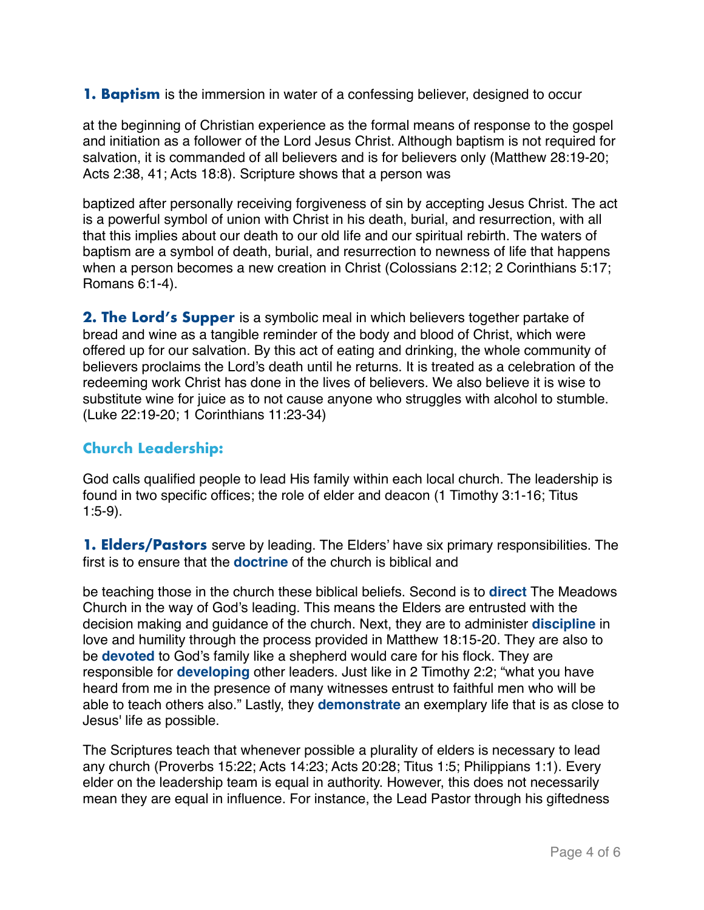**1. Baptism** is the immersion in water of a confessing believer, designed to occur

at the beginning of Christian experience as the formal means of response to the gospel and initiation as a follower of the Lord Jesus Christ. Although baptism is not required for salvation, it is commanded of all believers and is for believers only (Matthew 28:19-20; Acts 2:38, 41; Acts 18:8). Scripture shows that a person was

baptized after personally receiving forgiveness of sin by accepting Jesus Christ. The act is a powerful symbol of union with Christ in his death, burial, and resurrection, with all that this implies about our death to our old life and our spiritual rebirth. The waters of baptism are a symbol of death, burial, and resurrection to newness of life that happens when a person becomes a new creation in Christ (Colossians 2:12; 2 Corinthians 5:17; Romans 6:1-4).

**2. The Lord's Supper** is a symbolic meal in which believers together partake of bread and wine as a tangible reminder of the body and blood of Christ, which were offered up for our salvation. By this act of eating and drinking, the whole community of believers proclaims the Lord's death until he returns. It is treated as a celebration of the redeeming work Christ has done in the lives of believers. We also believe it is wise to substitute wine for juice as to not cause anyone who struggles with alcohol to stumble. (Luke 22:19-20; 1 Corinthians 11:23-34)

## Church Leadership:

God calls qualified people to lead His family within each local church. The leadership is found in two specific offices; the role of elder and deacon (1 Timothy 3:1-16; Titus 1:5-9).

**1. Elders/Pastors** serve by leading. The Elders' have six primary responsibilities. The first is to ensure that the **doctrine** of the church is biblical and

be teaching those in the church these biblical beliefs. Second is to **direct** The Meadows Church in the way of God's leading. This means the Elders are entrusted with the decision making and guidance of the church. Next, they are to administer **discipline** in love and humility through the process provided in Matthew 18:15-20. They are also to be **devoted** to God's family like a shepherd would care for his flock. They are responsible for **developing** other leaders. Just like in 2 Timothy 2:2; "what you have heard from me in the presence of many witnesses entrust to faithful men who will be able to teach others also." Lastly, they **demonstrate** an exemplary life that is as close to Jesus' life as possible.

The Scriptures teach that whenever possible a plurality of elders is necessary to lead any church (Proverbs 15:22; Acts 14:23; Acts 20:28; Titus 1:5; Philippians 1:1). Every elder on the leadership team is equal in authority. However, this does not necessarily mean they are equal in influence. For instance, the Lead Pastor through his giftedness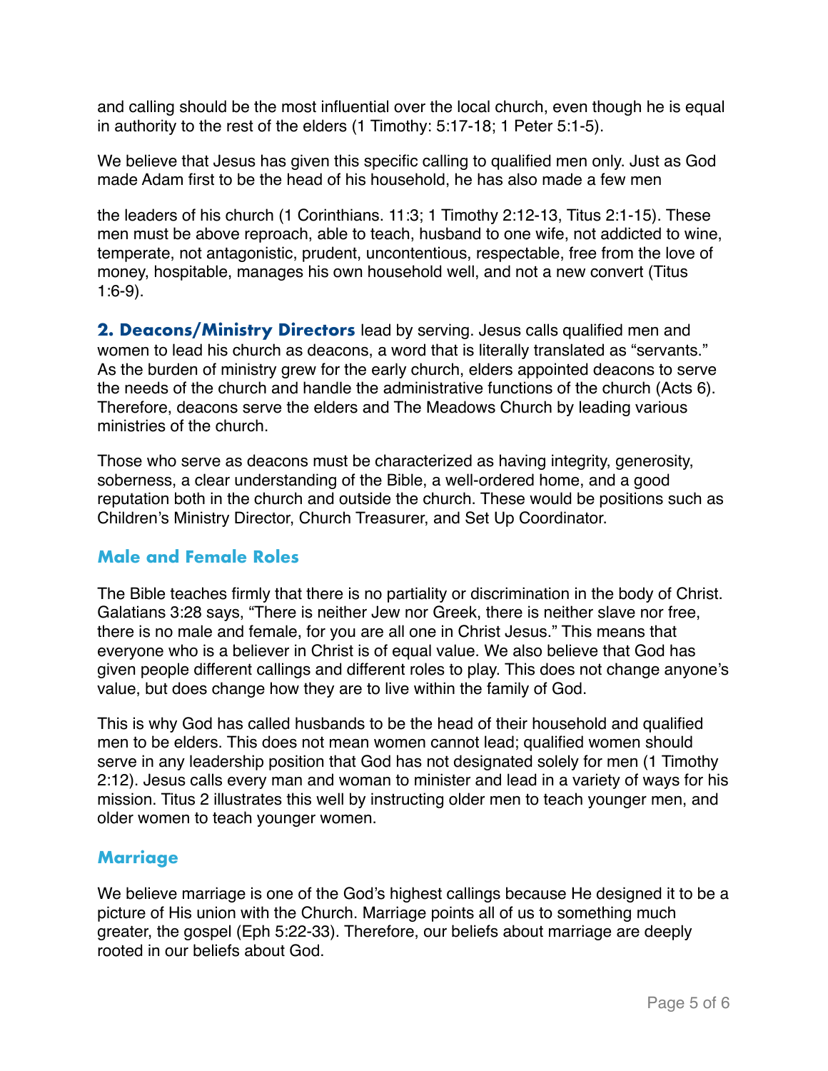and calling should be the most influential over the local church, even though he is equal in authority to the rest of the elders (1 Timothy: 5:17-18; 1 Peter 5:1-5).

We believe that Jesus has given this specific calling to qualified men only. Just as God made Adam first to be the head of his household, he has also made a few men

the leaders of his church (1 Corinthians. 11:3; 1 Timothy 2:12-13, Titus 2:1-15). These men must be above reproach, able to teach, husband to one wife, not addicted to wine, temperate, not antagonistic, prudent, uncontentious, respectable, free from the love of money, hospitable, manages his own household well, and not a new convert (Titus 1:6-9).

**2. Deacons/Ministry Directors** lead by serving. Jesus calls qualified men and women to lead his church as deacons, a word that is literally translated as "servants." As the burden of ministry grew for the early church, elders appointed deacons to serve the needs of the church and handle the administrative functions of the church (Acts 6). Therefore, deacons serve the elders and The Meadows Church by leading various ministries of the church.

Those who serve as deacons must be characterized as having integrity, generosity, soberness, a clear understanding of the Bible, a well-ordered home, and a good reputation both in the church and outside the church. These would be positions such as Children's Ministry Director, Church Treasurer, and Set Up Coordinator.

## Male and Female Roles

The Bible teaches firmly that there is no partiality or discrimination in the body of Christ. Galatians 3:28 says, "There is neither Jew nor Greek, there is neither slave nor free, there is no male and female, for you are all one in Christ Jesus." This means that everyone who is a believer in Christ is of equal value. We also believe that God has given people different callings and different roles to play. This does not change anyone's value, but does change how they are to live within the family of God.

This is why God has called husbands to be the head of their household and qualified men to be elders. This does not mean women cannot lead; qualified women should serve in any leadership position that God has not designated solely for men (1 Timothy 2:12). Jesus calls every man and woman to minister and lead in a variety of ways for his mission. Titus 2 illustrates this well by instructing older men to teach younger men, and older women to teach younger women.

## Marriage

We believe marriage is one of the God's highest callings because He designed it to be a picture of His union with the Church. Marriage points all of us to something much greater, the gospel (Eph 5:22-33). Therefore, our beliefs about marriage are deeply rooted in our beliefs about God.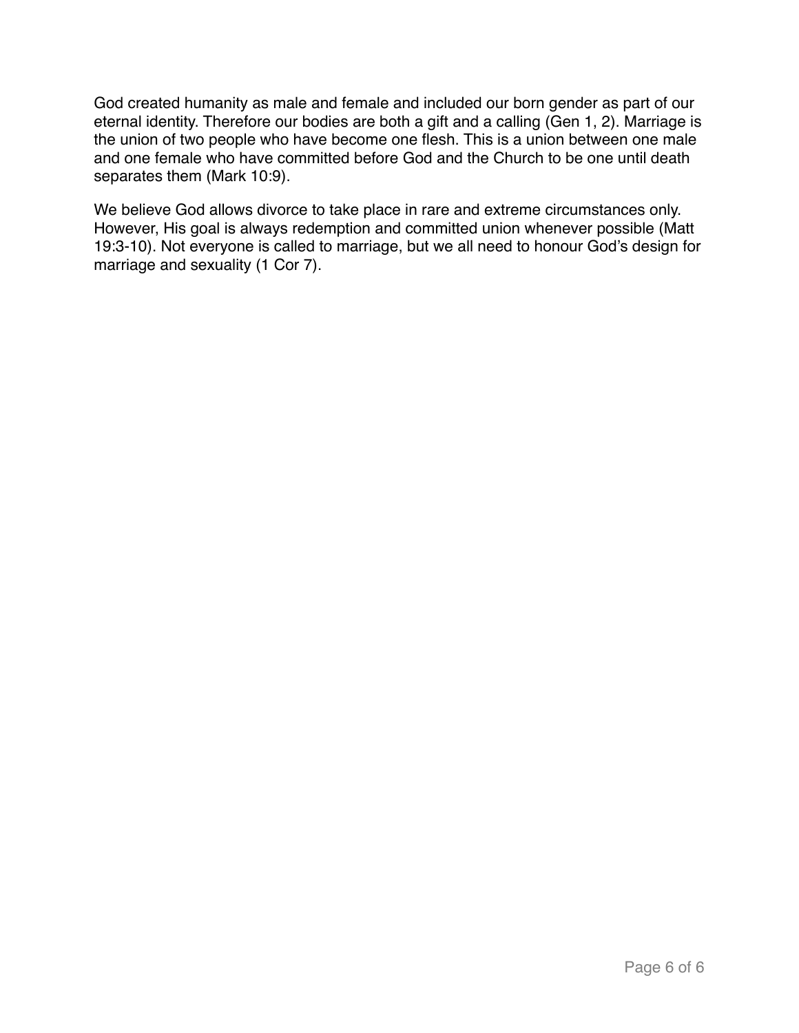God created humanity as male and female and included our born gender as part of our eternal identity. Therefore our bodies are both a gift and a calling (Gen 1, 2). Marriage is the union of two people who have become one flesh. This is a union between one male and one female who have committed before God and the Church to be one until death separates them (Mark 10:9).

We believe God allows divorce to take place in rare and extreme circumstances only. However, His goal is always redemption and committed union whenever possible (Matt 19:3-10). Not everyone is called to marriage, but we all need to honour God's design for marriage and sexuality (1 Cor 7).